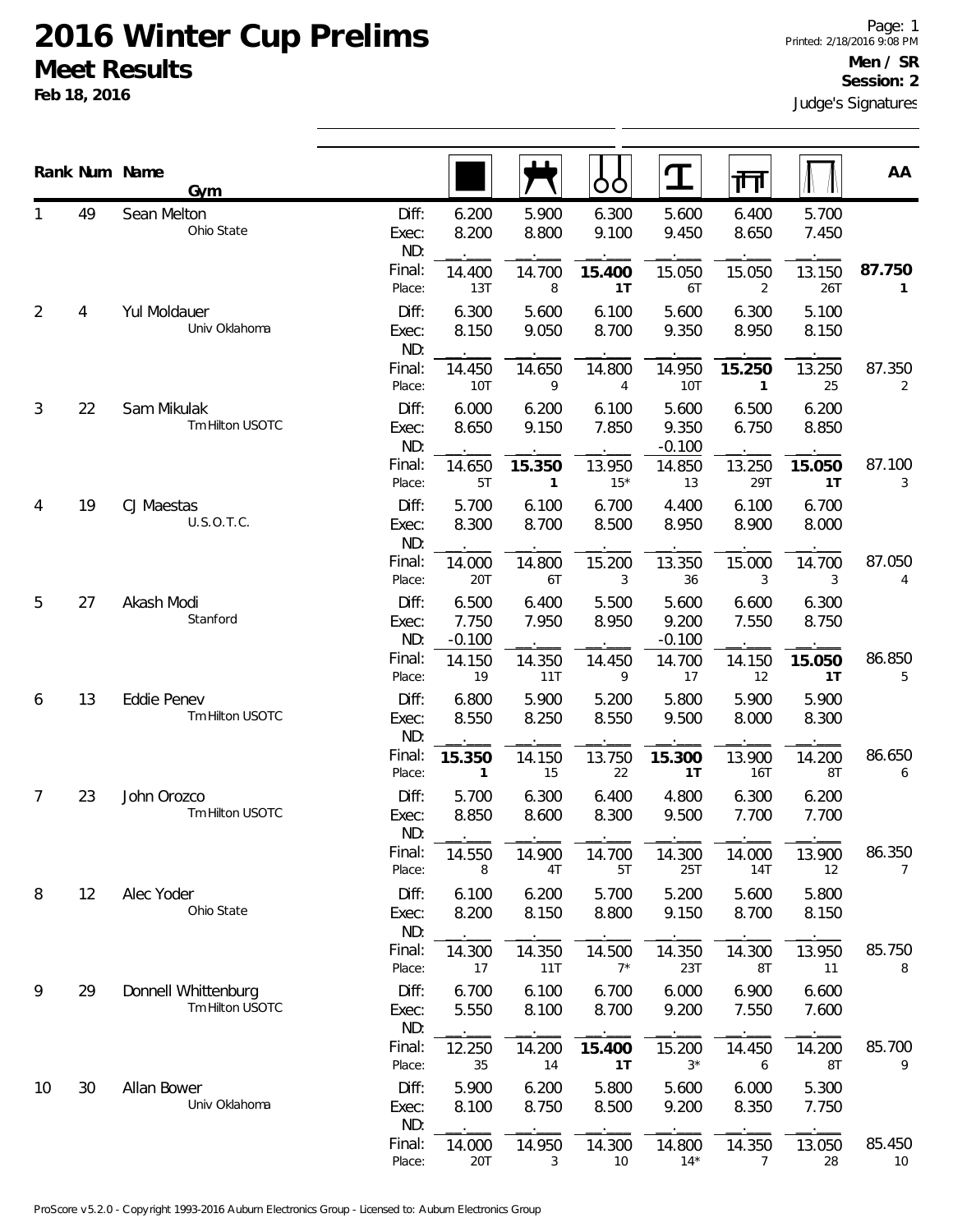# 2016 Winter Cup Prelims

## Meet Results

**Feb 18, 2016**

Printed: 2/18/2016 9:08 PM

**Men / SR**

**Session: 2**

Judge's Signatures

| Rank | Num | Name / Gym | | Floor | Pommel Horse | Rings | Vault | Parallel Bars | High Bar | AA |
|---|---|---|---|---|---|---|---|---|---|---|
| 1 | 49 | Sean Melton<br>Ohio State | Diff: | 6.200 | 5.900 | 6.300 | 5.600 | 6.400 | 5.700 | |
| | | | Exec: | 8.200 | 8.800 | 9.100 | 9.450 | 8.650 | 7.450 | |
| | | | ND: | | | | | | | |
| | | | Final: | 14.400 | 14.700 | **15.400** | 15.050 | 15.050 | 13.150 | **87.750** |
| | | | Place: | 13T | 8 | **1T** | 6T | 2 | 26T | 1 |
| 2 | 4 | Yul Moldauer<br>Univ Oklahoma | Diff: | 6.300 | 5.600 | 6.100 | 5.600 | 6.300 | 5.100 | |
| | | | Exec: | 8.150 | 9.050 | 8.700 | 9.350 | 8.950 | 8.150 | |
| | | | ND: | | | | | | | |
| | | | Final: | 14.450 | 14.650 | 14.800 | 14.950 | **15.250** | 13.250 | 87.350 |
| | | | Place: | 10T | 9 | 4 | 10T | **1** | 25 | 2 |
| 3 | 22 | Sam Mikulak<br>Tm Hilton USOTC | Diff: | 6.000 | 6.200 | 6.100 | 5.600 | 6.500 | 6.200 | |
| | | | Exec: | 8.650 | 9.150 | 7.850 | 9.350 | 6.750 | 8.850 | |
| | | | ND: | | | | -0.100 | | | |
| | | | Final: | 14.650 | **15.350** | 13.950 | 14.850 | 13.250 | **15.050** | 87.100 |
| | | | Place: | 5T | **1** | 15* | 13 | 29T | **1T** | 3 |
| 4 | 19 | CJ Maestas<br>U.S.O.T.C. | Diff: | 5.700 | 6.100 | 6.700 | 4.400 | 6.100 | 6.700 | |
| | | | Exec: | 8.300 | 8.700 | 8.500 | 8.950 | 8.900 | 8.000 | |
| | | | ND: | | | | | | | |
| | | | Final: | 14.000 | 14.800 | 15.200 | 13.350 | 15.000 | 14.700 | 87.050 |
| | | | Place: | 20T | 6T | 3 | 36 | 3 | 3 | 4 |
| 5 | 27 | Akash Modi<br>Stanford | Diff: | 6.500 | 6.400 | 5.500 | 5.600 | 6.600 | 6.300 | |
| | | | Exec: | 7.750 | 7.950 | 8.950 | 9.200 | 7.550 | 8.750 | |
| | | | ND: | -0.100 | | | -0.100 | | | |
| | | | Final: | 14.150 | 14.350 | 14.450 | 14.700 | 14.150 | **15.050** | 86.850 |
| | | | Place: | 19 | 11T | 9 | 17 | 12 | **1T** | 5 |
| 6 | 13 | Eddie Penev<br>Tm Hilton USOTC | Diff: | 6.800 | 5.900 | 5.200 | 5.800 | 5.900 | 5.900 | |
| | | | Exec: | 8.550 | 8.250 | 8.550 | 9.500 | 8.000 | 8.300 | |
| | | | ND: | | | | | | | |
| | | | Final: | **15.350** | 14.150 | 13.750 | **15.300** | 13.900 | 14.200 | 86.650 |
| | | | Place: | **1** | 15 | 22 | **1T** | 16T | 8T | 6 |
| 7 | 23 | John Orozco<br>Tm Hilton USOTC | Diff: | 5.700 | 6.300 | 6.400 | 4.800 | 6.300 | 6.200 | |
| | | | Exec: | 8.850 | 8.600 | 8.300 | 9.500 | 7.700 | 7.700 | |
| | | | ND: | | | | | | | |
| | | | Final: | 14.550 | 14.900 | 14.700 | 14.300 | 14.000 | 13.900 | 86.350 |
| | | | Place: | 8 | 4T | 5T | 25T | 14T | 12 | 7 |
| 8 | 12 | Alec Yoder<br>Ohio State | Diff: | 6.100 | 6.200 | 5.700 | 5.200 | 5.600 | 5.800 | |
| | | | Exec: | 8.200 | 8.150 | 8.800 | 9.150 | 8.700 | 8.150 | |
| | | | ND: | | | | | | | |
| | | | Final: | 14.300 | 14.350 | 14.500 | 14.350 | 14.300 | 13.950 | 85.750 |
| | | | Place: | 17 | 11T | 7* | 23T | 8T | 11 | 8 |
| 9 | 29 | Donnell Whittenburg<br>Tm Hilton USOTC | Diff: | 6.700 | 6.100 | 6.700 | 6.000 | 6.900 | 6.600 | |
| | | | Exec: | 5.550 | 8.100 | 8.700 | 9.200 | 7.550 | 7.600 | |
| | | | ND: | | | | | | | |
| | | | Final: | 12.250 | 14.200 | **15.400** | 15.200 | 14.450 | 14.200 | 85.700 |
| | | | Place: | 35 | 14 | **1T** | 3* | 6 | 8T | 9 |
| 10 | 30 | Allan Bower<br>Univ Oklahoma | Diff: | 5.900 | 6.200 | 5.800 | 5.600 | 6.000 | 5.300 | |
| | | | Exec: | 8.100 | 8.750 | 8.500 | 9.200 | 8.350 | 7.750 | |
| | | | ND: | | | | | | | |
| | | | Final: | 14.000 | 14.950 | 14.300 | 14.800 | 14.350 | 13.050 | 85.450 |
| | | | Place: | 20T | 3 | 10 | 14* | 7 | 28 | 10 |

ProScore v5.2.0 - Copyright 1993-2016 Auburn Electronics Group - Licensed to: Auburn Electronics Group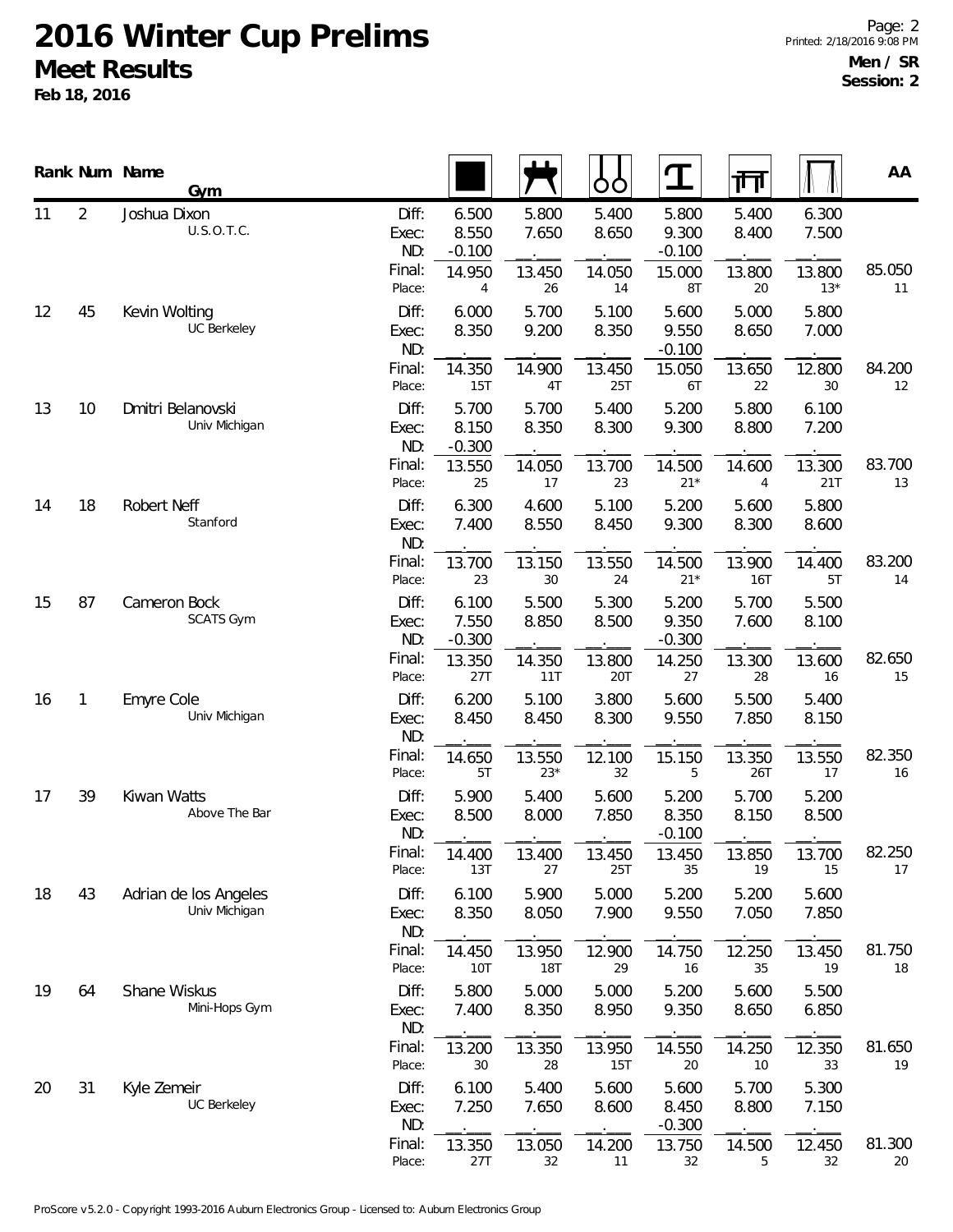# 2016 Winter Cup Prelims

## Meet Results

**Feb 18, 2016**

**Men / SR**
**Session: 2**

| Rank | Num | Name / Gym | | Floor | Pommel Horse | Rings | Vault | Parallel Bars | High Bar | AA |
|---|---|---|---|---|---|---|---|---|---|---|
| 11 | 2 | Joshua Dixon | Diff: | 6.500 | 5.800 | 5.400 | 5.800 | 5.400 | 6.300 | |
| | | U.S.O.T.C. | Exec: | 8.550 | 7.650 | 8.650 | 9.300 | 8.400 | 7.500 | |
| | | | ND: | -0.100 | | | -0.100 | | | |
| | | | Final: | 14.950 | 13.450 | 14.050 | 15.000 | 13.800 | 13.800 | 85.050 |
| | | | Place: | 4 | 26 | 14 | 8T | 20 | 13* | 11 |
| 12 | 45 | Kevin Wolting | Diff: | 6.000 | 5.700 | 5.100 | 5.600 | 5.000 | 5.800 | |
| | | UC Berkeley | Exec: | 8.350 | 9.200 | 8.350 | 9.550 | 8.650 | 7.000 | |
| | | | ND: | | | | -0.100 | | | |
| | | | Final: | 14.350 | 14.900 | 13.450 | 15.050 | 13.650 | 12.800 | 84.200 |
| | | | Place: | 15T | 4T | 25T | 6T | 22 | 30 | 12 |
| 13 | 10 | Dmitri Belanovski | Diff: | 5.700 | 5.700 | 5.400 | 5.200 | 5.800 | 6.100 | |
| | | Univ Michigan | Exec: | 8.150 | 8.350 | 8.300 | 9.300 | 8.800 | 7.200 | |
| | | | ND: | -0.300 | | | | | | |
| | | | Final: | 13.550 | 14.050 | 13.700 | 14.500 | 14.600 | 13.300 | 83.700 |
| | | | Place: | 25 | 17 | 23 | 21* | 4 | 21T | 13 |
| 14 | 18 | Robert Neff | Diff: | 6.300 | 4.600 | 5.100 | 5.200 | 5.600 | 5.800 | |
| | | Stanford | Exec: | 7.400 | 8.550 | 8.450 | 9.300 | 8.300 | 8.600 | |
| | | | ND: | | | | | | | |
| | | | Final: | 13.700 | 13.150 | 13.550 | 14.500 | 13.900 | 14.400 | 83.200 |
| | | | Place: | 23 | 30 | 24 | 21* | 16T | 5T | 14 |
| 15 | 87 | Cameron Bock | Diff: | 6.100 | 5.500 | 5.300 | 5.200 | 5.700 | 5.500 | |
| | | SCATS Gym | Exec: | 7.550 | 8.850 | 8.500 | 9.350 | 7.600 | 8.100 | |
| | | | ND: | -0.300 | | | -0.300 | | | |
| | | | Final: | 13.350 | 14.350 | 13.800 | 14.250 | 13.300 | 13.600 | 82.650 |
| | | | Place: | 27T | 11T | 20T | 27 | 28 | 16 | 15 |
| 16 | 1 | Emyre Cole | Diff: | 6.200 | 5.100 | 3.800 | 5.600 | 5.500 | 5.400 | |
| | | Univ Michigan | Exec: | 8.450 | 8.450 | 8.300 | 9.550 | 7.850 | 8.150 | |
| | | | ND: | | | | | | | |
| | | | Final: | 14.650 | 13.550 | 12.100 | 15.150 | 13.350 | 13.550 | 82.350 |
| | | | Place: | 5T | 23* | 32 | 5 | 26T | 17 | 16 |
| 17 | 39 | Kiwan Watts | Diff: | 5.900 | 5.400 | 5.600 | 5.200 | 5.700 | 5.200 | |
| | | Above The Bar | Exec: | 8.500 | 8.000 | 7.850 | 8.350 | 8.150 | 8.500 | |
| | | | ND: | | | | -0.100 | | | |
| | | | Final: | 14.400 | 13.400 | 13.450 | 13.450 | 13.850 | 13.700 | 82.250 |
| | | | Place: | 13T | 27 | 25T | 35 | 19 | 15 | 17 |
| 18 | 43 | Adrian de los Angeles | Diff: | 6.100 | 5.900 | 5.000 | 5.200 | 5.200 | 5.600 | |
| | | Univ Michigan | Exec: | 8.350 | 8.050 | 7.900 | 9.550 | 7.050 | 7.850 | |
| | | | ND: | | | | | | | |
| | | | Final: | 14.450 | 13.950 | 12.900 | 14.750 | 12.250 | 13.450 | 81.750 |
| | | | Place: | 10T | 18T | 29 | 16 | 35 | 19 | 18 |
| 19 | 64 | Shane Wiskus | Diff: | 5.800 | 5.000 | 5.000 | 5.200 | 5.600 | 5.500 | |
| | | Mini-Hops Gym | Exec: | 7.400 | 8.350 | 8.950 | 9.350 | 8.650 | 6.850 | |
| | | | ND: | | | | | | | |
| | | | Final: | 13.200 | 13.350 | 13.950 | 14.550 | 14.250 | 12.350 | 81.650 |
| | | | Place: | 30 | 28 | 15T | 20 | 10 | 33 | 19 |
| 20 | 31 | Kyle Zemeir | Diff: | 6.100 | 5.400 | 5.600 | 5.600 | 5.700 | 5.300 | |
| | | UC Berkeley | Exec: | 7.250 | 7.650 | 8.600 | 8.450 | 8.800 | 7.150 | |
| | | | ND: | | | | -0.300 | | | |
| | | | Final: | 13.350 | 13.050 | 14.200 | 13.750 | 14.500 | 12.450 | 81.300 |
| | | | Place: | 27T | 32 | 11 | 32 | 5 | 32 | 20 |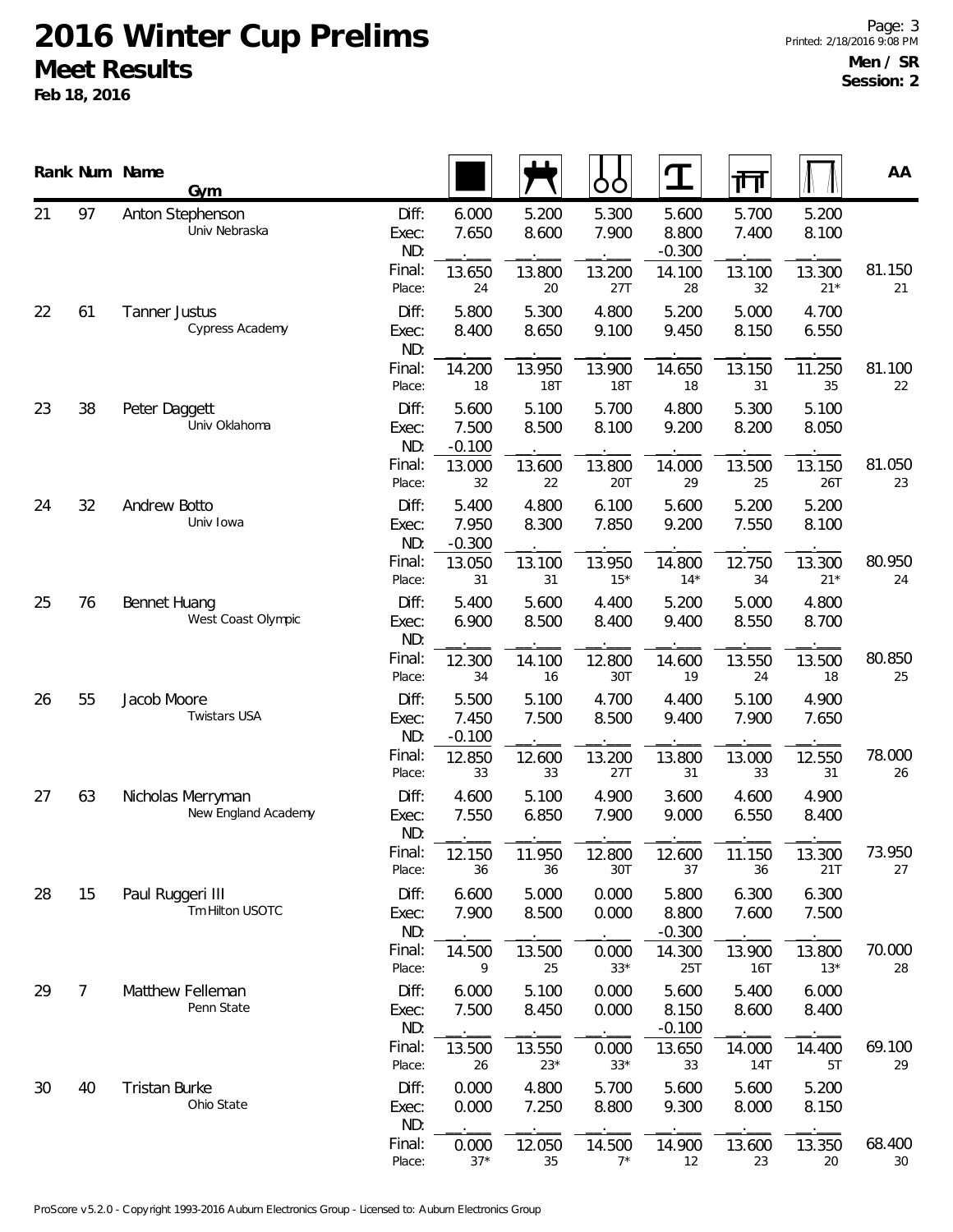# 2016 Winter Cup Prelims

## Meet Results

**Feb 18, 2016**

**Men / SR**
**Session: 2**

| Rank | Num | Name / Gym | | Floor | Pommel Horse | Rings | Vault | Parallel Bars | High Bar | AA |
|---|---|---|---|---|---|---|---|---|---|---|
| 21 | 97 | Anton Stephenson<br>Univ Nebraska | Diff: | 6.000 | 5.200 | 5.300 | 5.600 | 5.700 | 5.200 | |
| | | | Exec: | 7.650 | 8.600 | 7.900 | 8.800 | 7.400 | 8.100 | |
| | | | ND: | | | | -0.300 | | | |
| | | | Final: | 13.650 | 13.800 | 13.200 | 14.100 | 13.100 | 13.300 | 81.150 |
| | | | Place: | 24 | 20 | 27T | 28 | 32 | 21* | 21 |
| 22 | 61 | Tanner Justus<br>Cypress Academy | Diff: | 5.800 | 5.300 | 4.800 | 5.200 | 5.000 | 4.700 | |
| | | | Exec: | 8.400 | 8.650 | 9.100 | 9.450 | 8.150 | 6.550 | |
| | | | ND: | | | | | | | |
| | | | Final: | 14.200 | 13.950 | 13.900 | 14.650 | 13.150 | 11.250 | 81.100 |
| | | | Place: | 18 | 18T | 18T | 18 | 31 | 35 | 22 |
| 23 | 38 | Peter Daggett<br>Univ Oklahoma | Diff: | 5.600 | 5.100 | 5.700 | 4.800 | 5.300 | 5.100 | |
| | | | Exec: | 7.500 | 8.500 | 8.100 | 9.200 | 8.200 | 8.050 | |
| | | | ND: | -0.100 | | | | | | |
| | | | Final: | 13.000 | 13.600 | 13.800 | 14.000 | 13.500 | 13.150 | 81.050 |
| | | | Place: | 32 | 22 | 20T | 29 | 25 | 26T | 23 |
| 24 | 32 | Andrew Botto<br>Univ Iowa | Diff: | 5.400 | 4.800 | 6.100 | 5.600 | 5.200 | 5.200 | |
| | | | Exec: | 7.950 | 8.300 | 7.850 | 9.200 | 7.550 | 8.100 | |
| | | | ND: | -0.300 | | | | | | |
| | | | Final: | 13.050 | 13.100 | 13.950 | 14.800 | 12.750 | 13.300 | 80.950 |
| | | | Place: | 31 | 31 | 15* | 14* | 34 | 21* | 24 |
| 25 | 76 | Bennet Huang<br>West Coast Olympic | Diff: | 5.400 | 5.600 | 4.400 | 5.200 | 5.000 | 4.800 | |
| | | | Exec: | 6.900 | 8.500 | 8.400 | 9.400 | 8.550 | 8.700 | |
| | | | ND: | | | | | | | |
| | | | Final: | 12.300 | 14.100 | 12.800 | 14.600 | 13.550 | 13.500 | 80.850 |
| | | | Place: | 34 | 16 | 30T | 19 | 24 | 18 | 25 |
| 26 | 55 | Jacob Moore<br>Twistars USA | Diff: | 5.500 | 5.100 | 4.700 | 4.400 | 5.100 | 4.900 | |
| | | | Exec: | 7.450 | 7.500 | 8.500 | 9.400 | 7.900 | 7.650 | |
| | | | ND: | -0.100 | | | | | | |
| | | | Final: | 12.850 | 12.600 | 13.200 | 13.800 | 13.000 | 12.550 | 78.000 |
| | | | Place: | 33 | 33 | 27T | 31 | 33 | 31 | 26 |
| 27 | 63 | Nicholas Merryman<br>New England Academy | Diff: | 4.600 | 5.100 | 4.900 | 3.600 | 4.600 | 4.900 | |
| | | | Exec: | 7.550 | 6.850 | 7.900 | 9.000 | 6.550 | 8.400 | |
| | | | ND: | | | | | | | |
| | | | Final: | 12.150 | 11.950 | 12.800 | 12.600 | 11.150 | 13.300 | 73.950 |
| | | | Place: | 36 | 36 | 30T | 37 | 36 | 21T | 27 |
| 28 | 15 | Paul Ruggeri III<br>Tm Hilton USOTC | Diff: | 6.600 | 5.000 | 0.000 | 5.800 | 6.300 | 6.300 | |
| | | | Exec: | 7.900 | 8.500 | 0.000 | 8.800 | 7.600 | 7.500 | |
| | | | ND: | | | | -0.300 | | | |
| | | | Final: | 14.500 | 13.500 | 0.000 | 14.300 | 13.900 | 13.800 | 70.000 |
| | | | Place: | 9 | 25 | 33* | 25T | 16T | 13* | 28 |
| 29 | 7 | Matthew Felleman<br>Penn State | Diff: | 6.000 | 5.100 | 0.000 | 5.600 | 5.400 | 6.000 | |
| | | | Exec: | 7.500 | 8.450 | 0.000 | 8.150 | 8.600 | 8.400 | |
| | | | ND: | | | | -0.100 | | | |
| | | | Final: | 13.500 | 13.550 | 0.000 | 13.650 | 14.000 | 14.400 | 69.100 |
| | | | Place: | 26 | 23* | 33* | 33 | 14T | 5T | 29 |
| 30 | 40 | Tristan Burke<br>Ohio State | Diff: | 0.000 | 4.800 | 5.700 | 5.600 | 5.600 | 5.200 | |
| | | | Exec: | 0.000 | 7.250 | 8.800 | 9.300 | 8.000 | 8.150 | |
| | | | ND: | | | | | | | |
| | | | Final: | 0.000 | 12.050 | 14.500 | 14.900 | 13.600 | 13.350 | 68.400 |
| | | | Place: | 37* | 35 | 7* | 12 | 23 | 20 | 30 |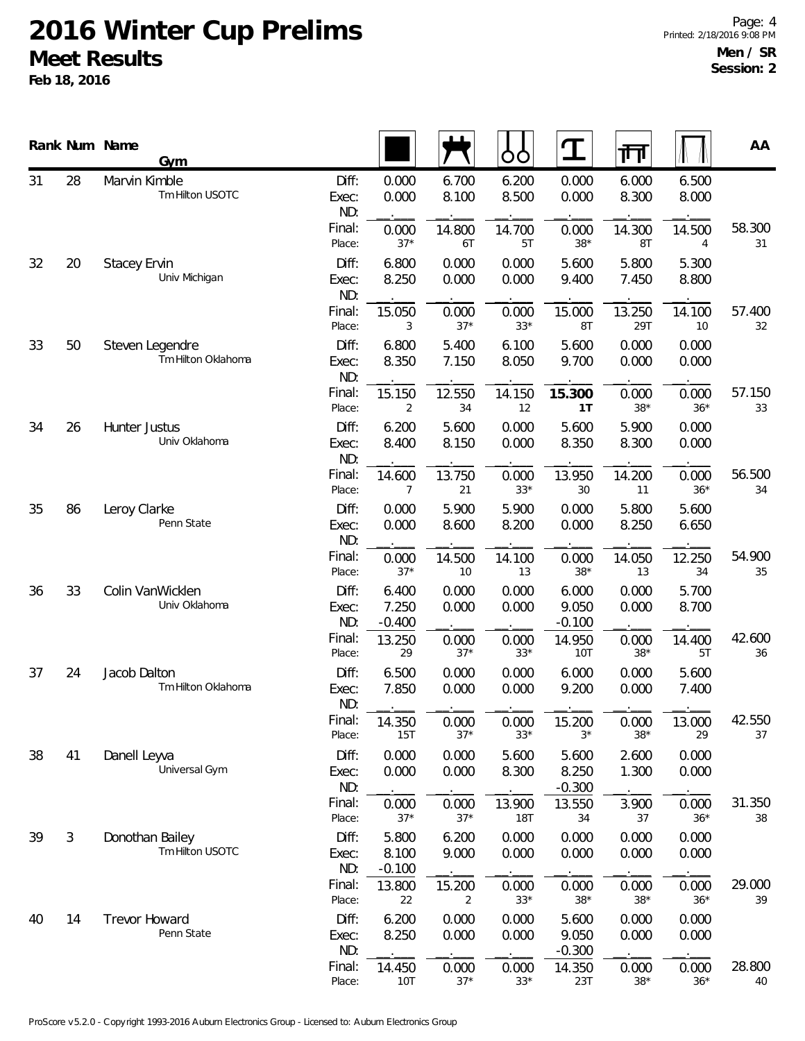# 2016 Winter Cup Prelims

## Meet Results

**Feb 18, 2016**

**Men / SR**
**Session: 2**

| Rank | Num | Name / Gym | | Floor | Pommel Horse | Rings | Vault | Parallel Bars | High Bar | AA |
|---|---|---|---|---|---|---|---|---|---|---|
| 31 | 28 | Marvin Kimble<br>Tm Hilton USOTC | Diff: | 0.000 | 6.700 | 6.200 | 0.000 | 6.000 | 6.500 | |
| | | | Exec: | 0.000 | 8.100 | 8.500 | 0.000 | 8.300 | 8.000 | |
| | | | ND: | | | | | | | |
| | | | Final: | 0.000 | 14.800 | 14.700 | 0.000 | 14.300 | 14.500 | 58.300 |
| | | | Place: | 37* | 6T | 5T | 38* | 8T | 4 | 31 |
| 32 | 20 | Stacey Ervin<br>Univ Michigan | Diff: | 6.800 | 0.000 | 0.000 | 5.600 | 5.800 | 5.300 | |
| | | | Exec: | 8.250 | 0.000 | 0.000 | 9.400 | 7.450 | 8.800 | |
| | | | ND: | | | | | | | |
| | | | Final: | 15.050 | 0.000 | 0.000 | 15.000 | 13.250 | 14.100 | 57.400 |
| | | | Place: | 3 | 37* | 33* | 8T | 29T | 10 | 32 |
| 33 | 50 | Steven Legendre<br>Tm Hilton Oklahoma | Diff: | 6.800 | 5.400 | 6.100 | 5.600 | 0.000 | 0.000 | |
| | | | Exec: | 8.350 | 7.150 | 8.050 | 9.700 | 0.000 | 0.000 | |
| | | | ND: | | | | | | | |
| | | | Final: | 15.150 | 12.550 | 14.150 | **15.300** | 0.000 | 0.000 | 57.150 |
| | | | Place: | 2 | 34 | 12 | **1T** | 38* | 36* | 33 |
| 34 | 26 | Hunter Justus<br>Univ Oklahoma | Diff: | 6.200 | 5.600 | 0.000 | 5.600 | 5.900 | 0.000 | |
| | | | Exec: | 8.400 | 8.150 | 0.000 | 8.350 | 8.300 | 0.000 | |
| | | | ND: | | | | | | | |
| | | | Final: | 14.600 | 13.750 | 0.000 | 13.950 | 14.200 | 0.000 | 56.500 |
| | | | Place: | 7 | 21 | 33* | 30 | 11 | 36* | 34 |
| 35 | 86 | Leroy Clarke<br>Penn State | Diff: | 0.000 | 5.900 | 5.900 | 0.000 | 5.800 | 5.600 | |
| | | | Exec: | 0.000 | 8.600 | 8.200 | 0.000 | 8.250 | 6.650 | |
| | | | ND: | | | | | | | |
| | | | Final: | 0.000 | 14.500 | 14.100 | 0.000 | 14.050 | 12.250 | 54.900 |
| | | | Place: | 37* | 10 | 13 | 38* | 13 | 34 | 35 |
| 36 | 33 | Colin VanWicklen<br>Univ Oklahoma | Diff: | 6.400 | 0.000 | 0.000 | 6.000 | 0.000 | 5.700 | |
| | | | Exec: | 7.250 | 0.000 | 0.000 | 9.050 | 0.000 | 8.700 | |
| | | | ND: | -0.400 | | | -0.100 | | | |
| | | | Final: | 13.250 | 0.000 | 0.000 | 14.950 | 0.000 | 14.400 | 42.600 |
| | | | Place: | 29 | 37* | 33* | 10T | 38* | 5T | 36 |
| 37 | 24 | Jacob Dalton<br>Tm Hilton Oklahoma | Diff: | 6.500 | 0.000 | 0.000 | 6.000 | 0.000 | 5.600 | |
| | | | Exec: | 7.850 | 0.000 | 0.000 | 9.200 | 0.000 | 7.400 | |
| | | | ND: | | | | | | | |
| | | | Final: | 14.350 | 0.000 | 0.000 | 15.200 | 0.000 | 13.000 | 42.550 |
| | | | Place: | 15T | 37* | 33* | 3* | 38* | 29 | 37 |
| 38 | 41 | Danell Leyva<br>Universal Gym | Diff: | 0.000 | 0.000 | 5.600 | 5.600 | 2.600 | 0.000 | |
| | | | Exec: | 0.000 | 0.000 | 8.300 | 8.250 | 1.300 | 0.000 | |
| | | | ND: | | | | -0.300 | | | |
| | | | Final: | 0.000 | 0.000 | 13.900 | 13.550 | 3.900 | 0.000 | 31.350 |
| | | | Place: | 37* | 37* | 18T | 34 | 37 | 36* | 38 |
| 39 | 3 | Donothan Bailey<br>Tm Hilton USOTC | Diff: | 5.800 | 6.200 | 0.000 | 0.000 | 0.000 | 0.000 | |
| | | | Exec: | 8.100 | 9.000 | 0.000 | 0.000 | 0.000 | 0.000 | |
| | | | ND: | -0.100 | | | | | | |
| | | | Final: | 13.800 | 15.200 | 0.000 | 0.000 | 0.000 | 0.000 | 29.000 |
| | | | Place: | 22 | 2 | 33* | 38* | 38* | 36* | 39 |
| 40 | 14 | Trevor Howard<br>Penn State | Diff: | 6.200 | 0.000 | 0.000 | 5.600 | 0.000 | 0.000 | |
| | | | Exec: | 8.250 | 0.000 | 0.000 | 9.050 | 0.000 | 0.000 | |
| | | | ND: | | | | -0.300 | | | |
| | | | Final: | 14.450 | 0.000 | 0.000 | 14.350 | 0.000 | 0.000 | 28.800 |
| | | | Place: | 10T | 37* | 33* | 23T | 38* | 36* | 40 |

ProScore v5.2.0 - Copyright 1993-2016 Auburn Electronics Group - Licensed to: Auburn Electronics Group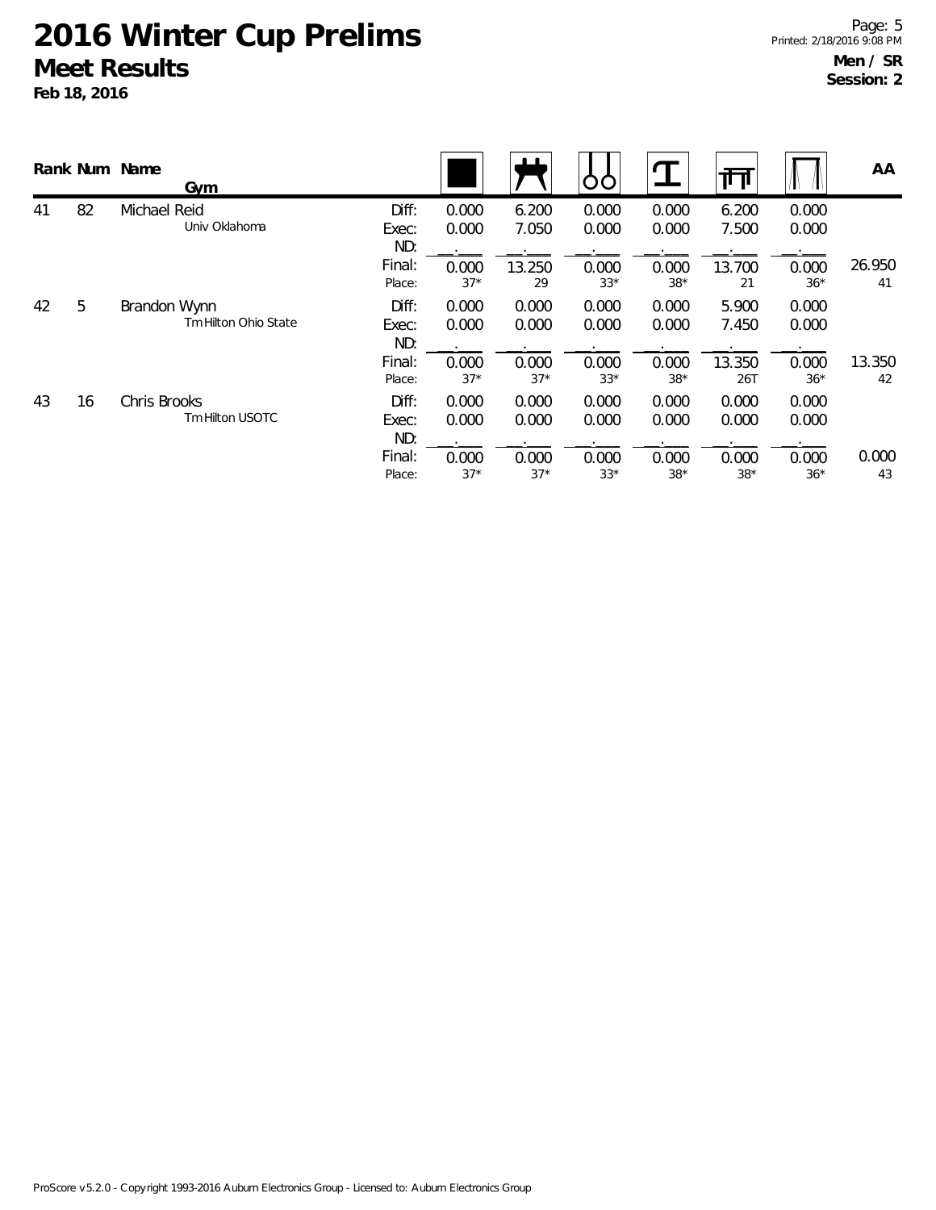# 2016 Winter Cup Prelims

## Meet Results

**Feb 18, 2016**

**Men / SR**
**Session: 2**

| Rank | Num | Name / Gym | | Floor | Pommel Horse | Rings | Vault | Parallel Bars | High Bar | AA |
|---|---|---|---|---|---|---|---|---|---|---|
| 41 | 82 | Michael Reid<br>Univ Oklahoma | Diff: | 0.000 | 6.200 | 0.000 | 0.000 | 6.200 | 0.000 | |
| | | | Exec: | 0.000 | 7.050 | 0.000 | 0.000 | 7.500 | 0.000 | |
| | | | ND: | __.___ | __.___ | __.___ | __.___ | __.___ | __.___ | |
| | | | Final: | 0.000 | 13.250 | 0.000 | 0.000 | 13.700 | 0.000 | 26.950 |
| | | | Place: | 37* | 29 | 33* | 38* | 21 | 36* | 41 |
| 42 | 5 | Brandon Wynn<br>Tm Hilton Ohio State | Diff: | 0.000 | 0.000 | 0.000 | 0.000 | 5.900 | 0.000 | |
| | | | Exec: | 0.000 | 0.000 | 0.000 | 0.000 | 7.450 | 0.000 | |
| | | | ND: | __.___ | __.___ | __.___ | __.___ | __.___ | __.___ | |
| | | | Final: | 0.000 | 0.000 | 0.000 | 0.000 | 13.350 | 0.000 | 13.350 |
| | | | Place: | 37* | 37* | 33* | 38* | 26T | 36* | 42 |
| 43 | 16 | Chris Brooks<br>Tm Hilton USOTC | Diff: | 0.000 | 0.000 | 0.000 | 0.000 | 0.000 | 0.000 | |
| | | | Exec: | 0.000 | 0.000 | 0.000 | 0.000 | 0.000 | 0.000 | |
| | | | ND: | __.___ | __.___ | __.___ | __.___ | __.___ | __.___ | |
| | | | Final: | 0.000 | 0.000 | 0.000 | 0.000 | 0.000 | 0.000 | 0.000 |
| | | | Place: | 37* | 37* | 33* | 38* | 38* | 36* | 43 |

ProScore v5.2.0 - Copyright 1993-2016 Auburn Electronics Group - Licensed to: Auburn Electronics Group